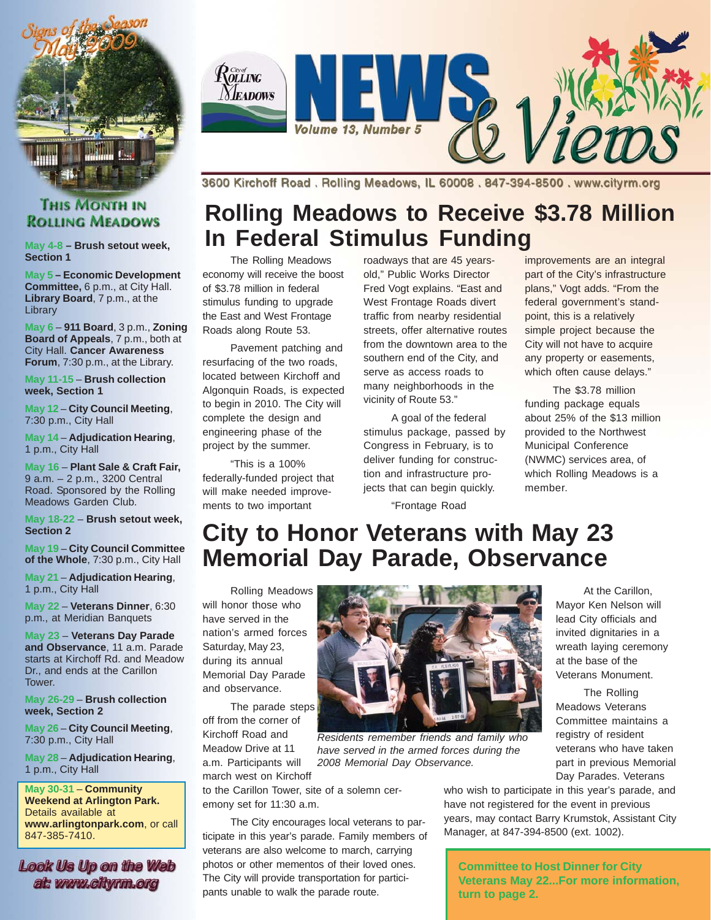# City of Rolling Meadows NEWS & Views

Volume 13, Number 5

3600 Kirchoff Road . Rolling Meadows, IL 60008 . 847-394-8500 . www.cityrm.org

Signs of the Season May 2009

## This Month in Rolling Meadows

**May 4-8 – Brush setout week, Section 1**

**May 5 – Economic Development Committee,** 6 p.m., at City Hall. **Library Board**, 7 p.m., at the Library

**May 6 – 911 Board**, 3 p.m., **Zoning Board of Appeals**, 7 p.m., both at City Hall. **Cancer Awareness Forum**, 7:30 p.m., at the Library.

**May 11-15 – Brush collection week, Section 1**

**May 12 – City Council Meeting**, 7:30 p.m., City Hall

**May 14 – Adjudication Hearing**, 1 p.m., City Hall

**May 16 – Plant Sale & Craft Fair,** 9 a.m. – 2 p.m., 3200 Central Road. Sponsored by the Rolling Meadows Garden Club.

**May 18-22 – Brush setout week, Section 2**

**May 19 – City Council Committee of the Whole**, 7:30 p.m., City Hall

**May 21 – Adjudication Hearing**, 1 p.m., City Hall

**May 22 – Veterans Dinner**, 6:30 p.m., at Meridian Banquets

**May 23 – Veterans Day Parade and Observance**, 11 a.m. Parade starts at Kirchoff Rd. and Meadow Dr., and ends at the Carillon Tower.

**May 26-29 – Brush collection week, Section 2**

**May 26 – City Council Meeting**, 7:30 p.m., City Hall

**May 28 – Adjudication Hearing**, 1 p.m., City Hall

**May 30-31 – Community Weekend at Arlington Park.** Details available at **www.arlingtonpark.com**, or call 847-385-7410.

*Look Us Up on the Web at: www.cityrm.org*

# Rolling Meadows to Receive $3.78 Million In Federal Stimulus Funding

The Rolling Meadows economy will receive the boost of $3.78 million in federal stimulus funding to upgrade the East and West Frontage Roads along Route 53.

Pavement patching and resurfacing of the two roads, located between Kirchoff and Algonquin Roads, is expected to begin in 2010. The City will complete the design and engineering phase of the project by the summer.

"This is a 100% federally-funded project that will make needed improvements to two important roadways that are 45 years-old," Public Works Director Fred Vogt explains. "East and West Frontage Roads divert traffic from nearby residential streets, offer alternative routes from the downtown area to the southern end of the City, and serve as access roads to many neighborhoods in the vicinity of Route 53."

A goal of the federal stimulus package, passed by Congress in February, is to deliver funding for construction and infrastructure projects that can begin quickly.

"Frontage Road improvements are an integral part of the City's infrastructure plans," Vogt adds. "From the federal government's standpoint, this is a relatively simple project because the City will not have to acquire any property or easements, which often cause delays."

The $3.78 million funding package equals about 25% of the $13 million provided to the Northwest Municipal Conference (NWMC) services area, of which Rolling Meadows is a member.

# City to Honor Veterans with May 23 Memorial Day Parade, Observance

Rolling Meadows will honor those who have served in the nation's armed forces Saturday, May 23, during its annual Memorial Day Parade and observance.

The parade steps off from the corner of Kirchoff Road and Meadow Drive at 11 a.m. Participants will march west on Kirchoff to the Carillon Tower, site of a solemn ceremony set for 11:30 a.m.

The City encourages local veterans to participate in this year's parade. Family members of veterans are also welcome to march, carrying photos or other mementos of their loved ones. The City will provide transportation for participants unable to walk the parade route.

*Residents remember friends and family who have served in the armed forces during the 2008 Memorial Day Observance.*

At the Carillon, Mayor Ken Nelson will lead City officials and invited dignitaries in a wreath laying ceremony at the base of the Veterans Monument.

The Rolling Meadows Veterans Committee maintains a registry of resident veterans who have taken part in previous Memorial Day Parades. Veterans who wish to participate in this year's parade, and have not registered for the event in previous years, may contact Barry Krumstok, Assistant City Manager, at 847-394-8500 (ext. 1002).

**Committee to Host Dinner for City Veterans May 22...For more information, turn to page 2.**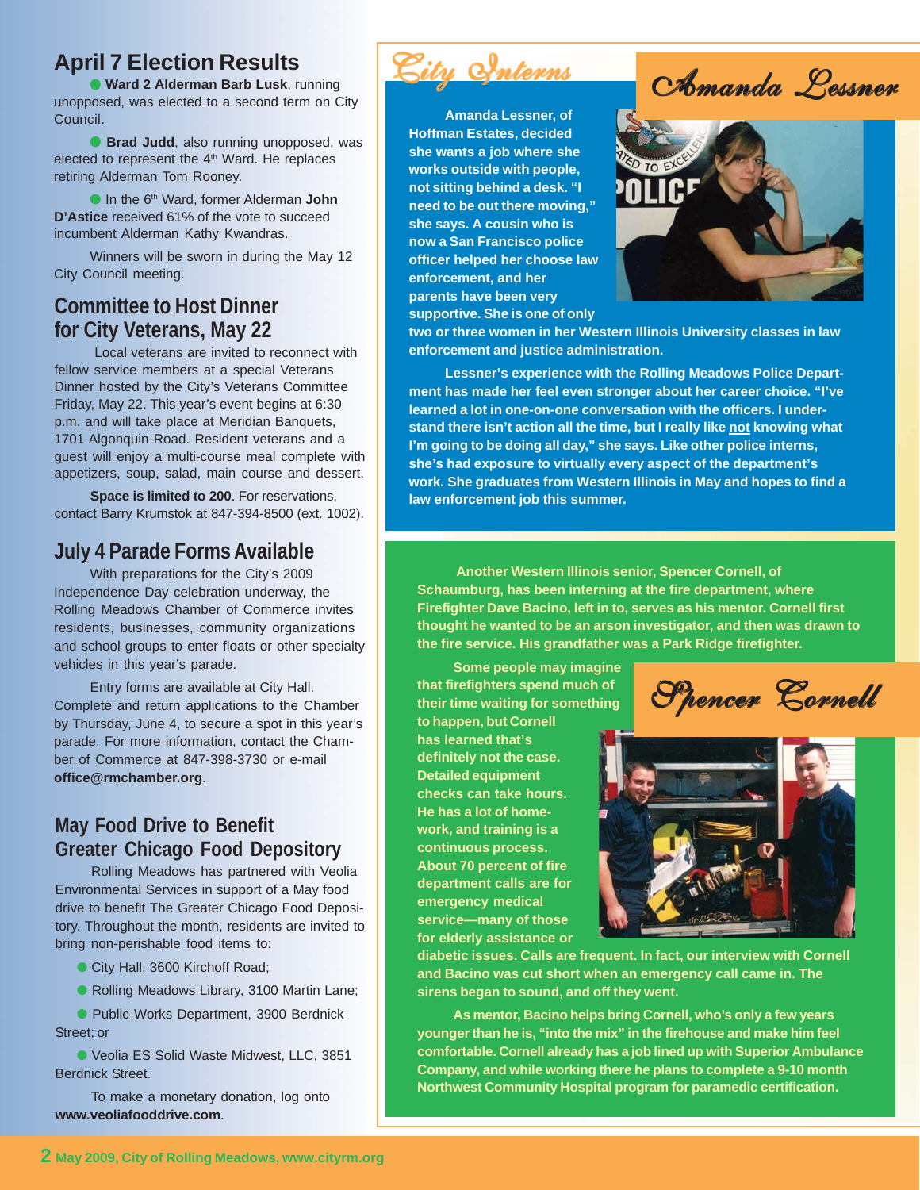## April 7 Election Results

- **Ward 2 Alderman Barb Lusk**, running unopposed, was elected to a second term on City Council.

- **Brad Judd**, also running unopposed, was elected to represent the 4th Ward. He replaces retiring Alderman Tom Rooney.

- In the 6th Ward, former Alderman **John D'Astice** received 61% of the vote to succeed incumbent Alderman Kathy Kwandras.

Winners will be sworn in during the May 12 City Council meeting.

## Committee to Host Dinner for City Veterans, May 22

Local veterans are invited to reconnect with fellow service members at a special Veterans Dinner hosted by the City's Veterans Committee Friday, May 22. This year's event begins at 6:30 p.m. and will take place at Meridian Banquets, 1701 Algonquin Road. Resident veterans and a guest will enjoy a multi-course meal complete with appetizers, soup, salad, main course and dessert.

**Space is limited to 200**. For reservations, contact Barry Krumstok at 847-394-8500 (ext. 1002).

## July 4 Parade Forms Available

With preparations for the City's 2009 Independence Day celebration underway, the Rolling Meadows Chamber of Commerce invites residents, businesses, community organizations and school groups to enter floats or other specialty vehicles in this year's parade.

Entry forms are available at City Hall. Complete and return applications to the Chamber by Thursday, June 4, to secure a spot in this year's parade. For more information, contact the Chamber of Commerce at 847-398-3730 or e-mail **office@rmchamber.org**.

## May Food Drive to Benefit Greater Chicago Food Depository

Rolling Meadows has partnered with Veolia Environmental Services in support of a May food drive to benefit The Greater Chicago Food Depository. Throughout the month, residents are invited to bring non-perishable food items to:

- City Hall, 3600 Kirchoff Road;
- Rolling Meadows Library, 3100 Martin Lane;
- Public Works Department, 3900 Berdnick Street; or
- Veolia ES Solid Waste Midwest, LLC, 3851 Berdnick Street.

To make a monetary donation, log onto **www.veoliafooddrive.com**.

## City Interns

### Amanda Lessner

**Amanda Lessner, of Hoffman Estates, decided she wants a job where she works outside with people, not sitting behind a desk. "I need to be out there moving," she says. A cousin who is now a San Francisco police officer helped her choose law enforcement, and her parents have been very supportive. She is one of only two or three women in her Western Illinois University classes in law enforcement and justice administration.**

**Lessner's experience with the Rolling Meadows Police Department has made her feel even stronger about her career choice. "I've learned a lot in one-on-one conversation with the officers. I understand there isn't action all the time, but I really like not knowing what I'm going to be doing all day," she says. Like other police interns, she's had exposure to virtually every aspect of the department's work. She graduates from Western Illinois in May and hopes to find a law enforcement job this summer.**

### Spencer Cornell

**Another Western Illinois senior, Spencer Cornell, of Schaumburg, has been interning at the fire department, where Firefighter Dave Bacino, left in to, serves as his mentor. Cornell first thought he wanted to be an arson investigator, and then was drawn to the fire service. His grandfather was a Park Ridge firefighter.**

**Some people may imagine that firefighters spend much of their time waiting for something to happen, but Cornell has learned that's definitely not the case. Detailed equipment checks can take hours. He has a lot of homework, and training is a continuous process. About 70 percent of fire department calls are for emergency medical service—many of those for elderly assistance or diabetic issues. Calls are frequent. In fact, our interview with Cornell and Bacino was cut short when an emergency call came in. The sirens began to sound, and off they went.**

**As mentor, Bacino helps bring Cornell, who's only a few years younger than he is, "into the mix" in the firehouse and make him feel comfortable. Cornell already has a job lined up with Superior Ambulance Company, and while working there he plans to complete a 9-10 month Northwest Community Hospital program for paramedic certification.**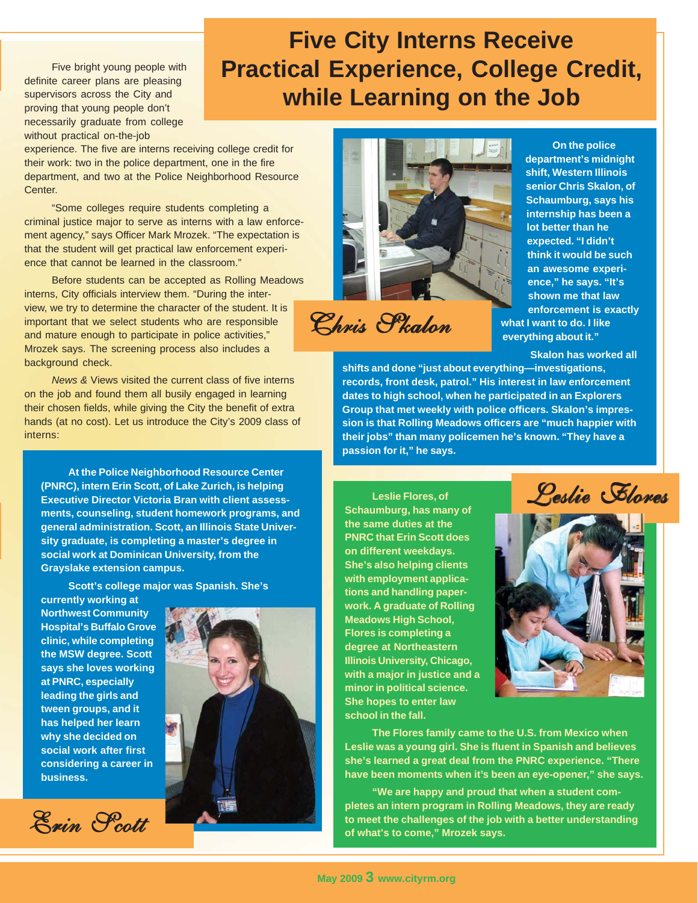# Five City Interns Receive Practical Experience, College Credit, while Learning on the Job

Five bright young people with definite career plans are pleasing supervisors across the City and proving that young people don't necessarily graduate from college without practical on-the-job experience. The five are interns receiving college credit for their work: two in the police department, one in the fire department, and two at the Police Neighborhood Resource Center.

"Some colleges require students completing a criminal justice major to serve as interns with a law enforcement agency," says Officer Mark Mrozek. "The expectation is that the student will get practical law enforcement experience that cannot be learned in the classroom."

Before students can be accepted as Rolling Meadows interns, City officials interview them. "During the interview, we try to determine the character of the student. It is important that we select students who are responsible and mature enough to participate in police activities," Mrozek says. The screening process also includes a background check.

*News &* Views visited the current class of five interns on the job and found them all busily engaged in learning their chosen fields, while giving the City the benefit of extra hands (at no cost). Let us introduce the City's 2009 class of interns:

## Chris Skalon

**On the police department's midnight shift, Western Illinois senior Chris Skalon, of Schaumburg, says his internship has been a lot better than he expected. "I didn't think it would be such an awesome experience," he says. "It's shown me that law enforcement is exactly what I want to do. I like everything about it."**

**Skalon has worked all shifts and done "just about everything—investigations, records, front desk, patrol." His interest in law enforcement dates to high school, when he participated in an Explorers Group that met weekly with police officers. Skalon's impression is that Rolling Meadows officers are "much happier with their jobs" than many policemen he's known. "They have a passion for it," he says.**

## Erin Scott

**At the Police Neighborhood Resource Center (PNRC), intern Erin Scott, of Lake Zurich, is helping Executive Director Victoria Bran with client assessments, counseling, student homework programs, and general administration. Scott, an Illinois State University graduate, is completing a master's degree in social work at Dominican University, from the Grayslake extension campus.**

**Scott's college major was Spanish. She's currently working at Northwest Community Hospital's Buffalo Grove clinic, while completing the MSW degree. Scott says she loves working at PNRC, especially leading the girls and tween groups, and it has helped her learn why she decided on social work after first considering a career in business.**

## Leslie Flores

**Leslie Flores, of Schaumburg, has many of the same duties at the PNRC that Erin Scott does on different weekdays. She's also helping clients with employment applications and handling paperwork. A graduate of Rolling Meadows High School, Flores is completing a degree at Northeastern Illinois University, Chicago, with a major in justice and a minor in political science. She hopes to enter law school in the fall.**

**The Flores family came to the U.S. from Mexico when Leslie was a young girl. She is fluent in Spanish and believes she's learned a great deal from the PNRC experience. "There have been moments when it's been an eye-opener," she says.**

**"We are happy and proud that when a student completes an intern program in Rolling Meadows, they are ready to meet the challenges of the job with a better understanding of what's to come," Mrozek says.**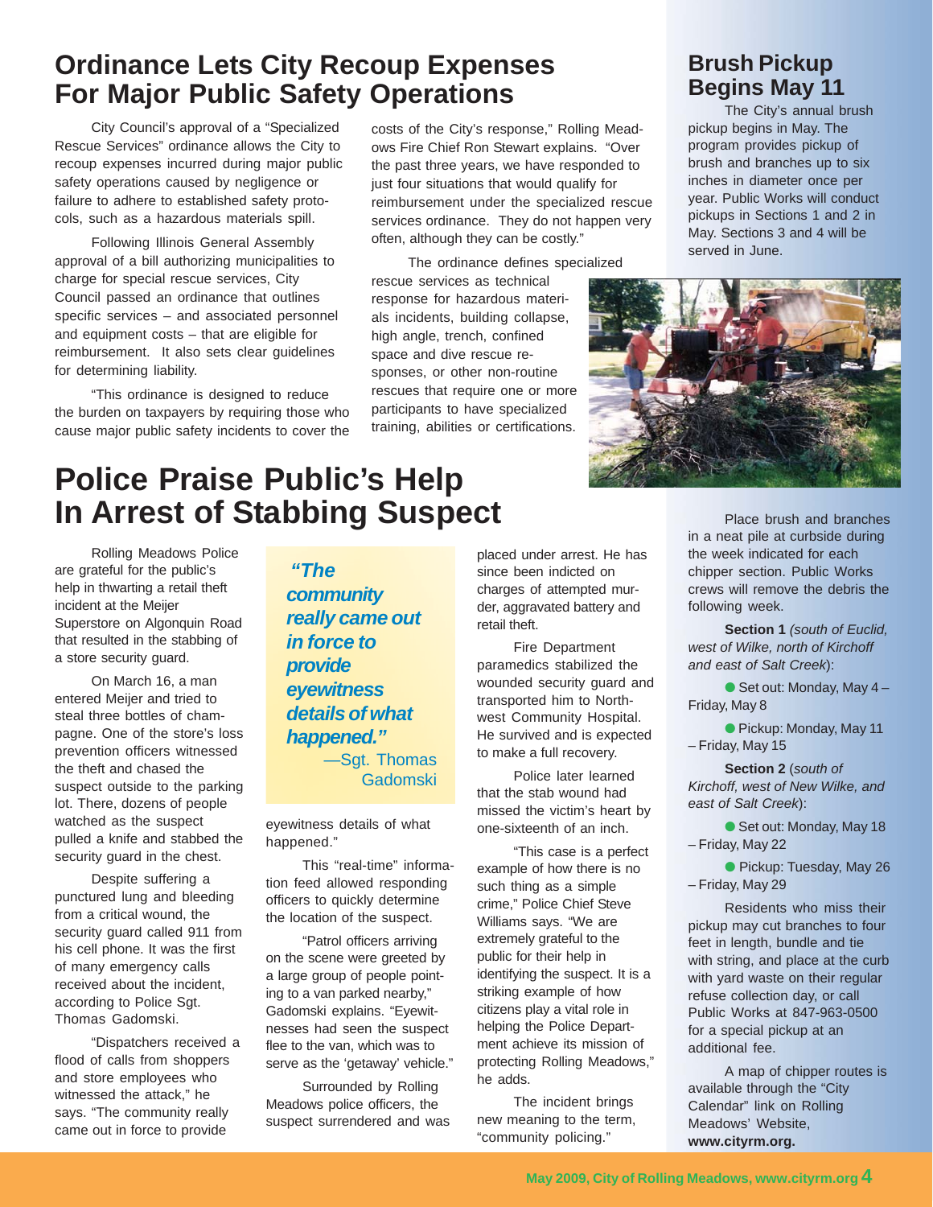# Ordinance Lets City Recoup Expenses For Major Public Safety Operations

City Council's approval of a "Specialized Rescue Services" ordinance allows the City to recoup expenses incurred during major public safety operations caused by negligence or failure to adhere to established safety protocols, such as a hazardous materials spill.

Following Illinois General Assembly approval of a bill authorizing municipalities to charge for special rescue services, City Council passed an ordinance that outlines specific services – and associated personnel and equipment costs – that are eligible for reimbursement. It also sets clear guidelines for determining liability.

"This ordinance is designed to reduce the burden on taxpayers by requiring those who cause major public safety incidents to cover the costs of the City's response," Rolling Meadows Fire Chief Ron Stewart explains. "Over the past three years, we have responded to just four situations that would qualify for reimbursement under the specialized rescue services ordinance. They do not happen very often, although they can be costly."

The ordinance defines specialized rescue services as technical response for hazardous materials incidents, building collapse, high angle, trench, confined space and dive rescue responses, or other non-routine rescues that require one or more participants to have specialized training, abilities or certifications.

# Brush Pickup Begins May 11

The City's annual brush pickup begins in May. The program provides pickup of brush and branches up to six inches in diameter once per year. Public Works will conduct pickups in Sections 1 and 2 in May. Sections 3 and 4 will be served in June.

Place brush and branches in a neat pile at curbside during the week indicated for each chipper section. Public Works crews will remove the debris the following week.

**Section 1** *(south of Euclid, west of Wilke, north of Kirchoff and east of Salt Creek)*:

- Set out: Monday, May 4 – Friday, May 8
- Pickup: Monday, May 11 – Friday, May 15

**Section 2** (*south of Kirchoff, west of New Wilke, and east of Salt Creek*):

- Set out: Monday, May 18 – Friday, May 22
- Pickup: Tuesday, May 26 – Friday, May 29

Residents who miss their pickup may cut branches to four feet in length, bundle and tie with string, and place at the curb with yard waste on their regular refuse collection day, or call Public Works at 847-963-0500 for a special pickup at an additional fee.

A map of chipper routes is available through the "City Calendar" link on Rolling Meadows' Website, **www.cityrm.org.**

# Police Praise Public's Help In Arrest of Stabbing Suspect

Rolling Meadows Police are grateful for the public's help in thwarting a retail theft incident at the Meijer Superstore on Algonquin Road that resulted in the stabbing of a store security guard.

On March 16, a man entered Meijer and tried to steal three bottles of champagne. One of the store's loss prevention officers witnessed the theft and chased the suspect outside to the parking lot. There, dozens of people watched as the suspect pulled a knife and stabbed the security guard in the chest.

Despite suffering a punctured lung and bleeding from a critical wound, the security guard called 911 from his cell phone. It was the first of many emergency calls received about the incident, according to Police Sgt. Thomas Gadomski.

"Dispatchers received a flood of calls from shoppers and store employees who witnessed the attack," he says. "The community really came out in force to provide eyewitness details of what happened."

> ***"The community really came out in force to provide eyewitness details of what happened."***
> —Sgt. Thomas Gadomski

This "real-time" information feed allowed responding officers to quickly determine the location of the suspect.

"Patrol officers arriving on the scene were greeted by a large group of people pointing to a van parked nearby," Gadomski explains. "Eyewitnesses had seen the suspect flee to the van, which was to serve as the 'getaway' vehicle."

Surrounded by Rolling Meadows police officers, the suspect surrendered and was placed under arrest. He has since been indicted on charges of attempted murder, aggravated battery and retail theft.

Fire Department paramedics stabilized the wounded security guard and transported him to Northwest Community Hospital. He survived and is expected to make a full recovery.

Police later learned that the stab wound had missed the victim's heart by one-sixteenth of an inch.

"This case is a perfect example of how there is no such thing as a simple crime," Police Chief Steve Williams says. "We are extremely grateful to the public for their help in identifying the suspect. It is a striking example of how citizens play a vital role in helping the Police Department achieve its mission of protecting Rolling Meadows," he adds.

The incident brings new meaning to the term, "community policing."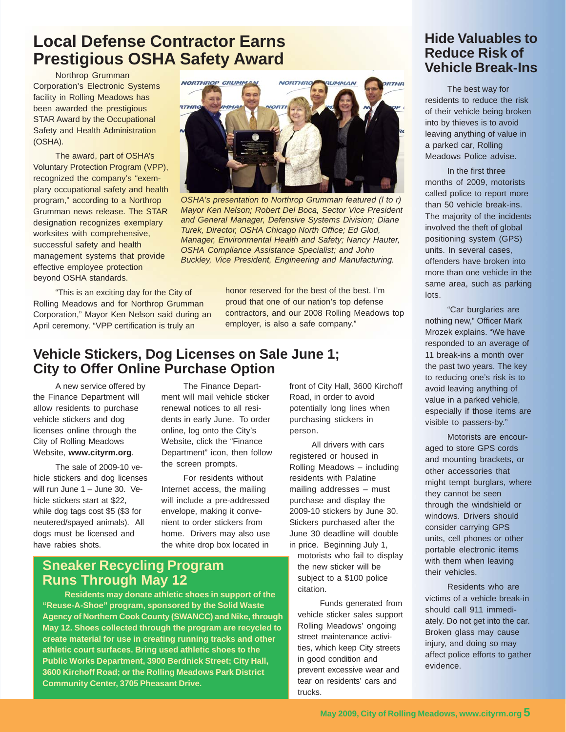# Local Defense Contractor Earns Prestigious OSHA Safety Award

Northrop Grumman Corporation's Electronic Systems facility in Rolling Meadows has been awarded the prestigious STAR Award by the Occupational Safety and Health Administration (OSHA).

The award, part of OSHA's Voluntary Protection Program (VPP), recognized the company's "exemplary occupational safety and health program," according to a Northrop Grumman news release. The STAR designation recognizes exemplary worksites with comprehensive, successful safety and health management systems that provide effective employee protection beyond OSHA standards.

*OSHA's presentation to Northrop Grumman featured (l to r) Mayor Ken Nelson; Robert Del Boca, Sector Vice President and General Manager, Defensive Systems Division; Diane Turek, Director, OSHA Chicago North Office; Ed Glod, Manager, Environmental Health and Safety; Nancy Hauter, OSHA Compliance Assistance Specialist; and John Buckley, Vice President, Engineering and Manufacturing.*

"This is an exciting day for the City of Rolling Meadows and for Northrop Grumman Corporation," Mayor Ken Nelson said during an April ceremony. "VPP certification is truly an honor reserved for the best of the best. I'm proud that one of our nation's top defense contractors, and our 2008 Rolling Meadows top employer, is also a safe company."

# Vehicle Stickers, Dog Licenses on Sale June 1; City to Offer Online Purchase Option

A new service offered by the Finance Department will allow residents to purchase vehicle stickers and dog licenses online through the City of Rolling Meadows Website, **www.cityrm.org**.

The sale of 2009-10 vehicle stickers and dog licenses will run June 1 – June 30. Vehicle stickers start at $22, while dog tags cost $5 ($3 for neutered/spayed animals). All dogs must be licensed and have rabies shots.

The Finance Department will mail vehicle sticker renewal notices to all residents in early June. To order online, log onto the City's Website, click the "Finance Department" icon, then follow the screen prompts.

For residents without Internet access, the mailing will include a pre-addressed envelope, making it convenient to order stickers from home. Drivers may also use the white drop box located in front of City Hall, 3600 Kirchoff Road, in order to avoid potentially long lines when purchasing stickers in person.

All drivers with cars registered or housed in Rolling Meadows – including residents with Palatine mailing addresses – must purchase and display the 2009-10 stickers by June 30. Stickers purchased after the June 30 deadline will double in price. Beginning July 1, motorists who fail to display the new sticker will be subject to a $100 police citation.

Funds generated from vehicle sticker sales support Rolling Meadows' ongoing street maintenance activities, which keep City streets in good condition and prevent excessive wear and tear on residents' cars and trucks.

## Sneaker Recycling Program Runs Through May 12

**Residents may donate athletic shoes in support of the "Reuse-A-Shoe" program, sponsored by the Solid Waste Agency of Northern Cook County (SWANCC) and Nike, through May 12. Shoes collected through the program are recycled to create material for use in creating running tracks and other athletic court surfaces. Bring used athletic shoes to the Public Works Department, 3900 Berdnick Street; City Hall, 3600 Kirchoff Road; or the Rolling Meadows Park District Community Center, 3705 Pheasant Drive.**

# Hide Valuables to Reduce Risk of Vehicle Break-Ins

The best way for residents to reduce the risk of their vehicle being broken into by thieves is to avoid leaving anything of value in a parked car, Rolling Meadows Police advise.

In the first three months of 2009, motorists called police to report more than 50 vehicle break-ins. The majority of the incidents involved the theft of global positioning system (GPS) units. In several cases, offenders have broken into more than one vehicle in the same area, such as parking lots.

"Car burglaries are nothing new," Officer Mark Mrozek explains. "We have responded to an average of 11 break-ins a month over the past two years. The key to reducing one's risk is to avoid leaving anything of value in a parked vehicle, especially if those items are visible to passers-by."

Motorists are encouraged to store GPS cords and mounting brackets, or other accessories that might tempt burglars, where they cannot be seen through the windshield or windows. Drivers should consider carrying GPS units, cell phones or other portable electronic items with them when leaving their vehicles.

Residents who are victims of a vehicle break-in should call 911 immediately. Do not get into the car. Broken glass may cause injury, and doing so may affect police efforts to gather evidence.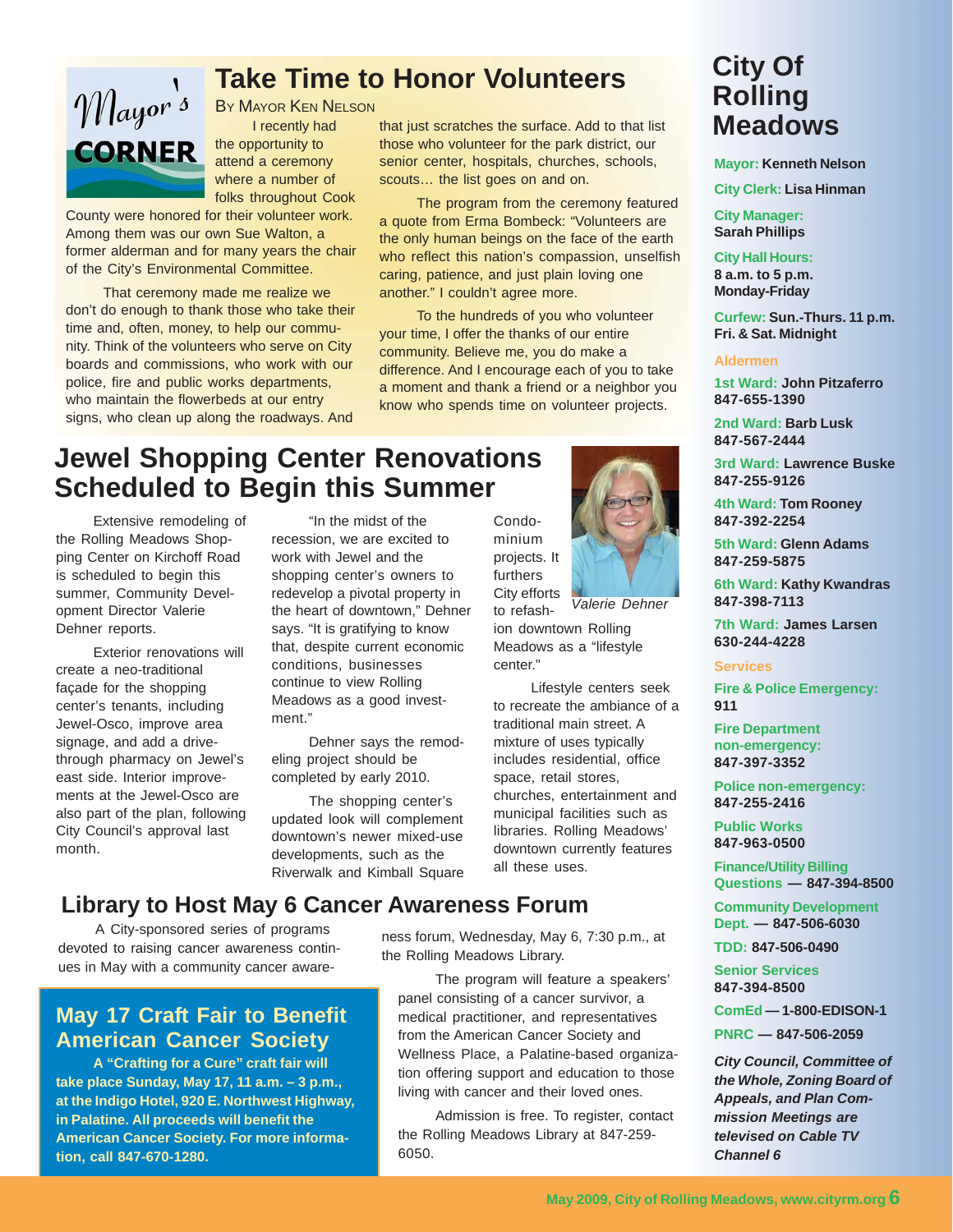Mayor's CORNER

# Take Time to Honor Volunteers

BY MAYOR KEN NELSON

I recently had the opportunity to attend a ceremony where a number of folks throughout Cook County were honored for their volunteer work. Among them was our own Sue Walton, a former alderman and for many years the chair of the City's Environmental Committee.

That ceremony made me realize we don't do enough to thank those who take their time and, often, money, to help our community. Think of the volunteers who serve on City boards and commissions, who work with our police, fire and public works departments, who maintain the flowerbeds at our entry signs, who clean up along the roadways. And that just scratches the surface. Add to that list those who volunteer for the park district, our senior center, hospitals, churches, schools, scouts… the list goes on and on.

The program from the ceremony featured a quote from Erma Bombeck: "Volunteers are the only human beings on the face of the earth who reflect this nation's compassion, unselfish caring, patience, and just plain loving one another." I couldn't agree more.

To the hundreds of you who volunteer your time, I offer the thanks of our entire community. Believe me, you do make a difference. And I encourage each of you to take a moment and thank a friend or a neighbor you know who spends time on volunteer projects.

# Jewel Shopping Center Renovations Scheduled to Begin this Summer

Extensive remodeling of the Rolling Meadows Shopping Center on Kirchoff Road is scheduled to begin this summer, Community Development Director Valerie Dehner reports.

Exterior renovations will create a neo-traditional façade for the shopping center's tenants, including Jewel-Osco, improve area signage, and add a drive-through pharmacy on Jewel's east side. Interior improvements at the Jewel-Osco are also part of the plan, following City Council's approval last month.

"In the midst of the recession, we are excited to work with Jewel and the shopping center's owners to redevelop a pivotal property in the heart of downtown," Dehner says. "It is gratifying to know that, despite current economic conditions, businesses continue to view Rolling Meadows as a good investment."

Dehner says the remodeling project should be completed by early 2010.

The shopping center's updated look will complement downtown's newer mixed-use developments, such as the Riverwalk and Kimball Square Condominium projects. It furthers City efforts to refashion downtown Rolling Meadows as a "lifestyle center."

Valerie Dehner

Lifestyle centers seek to recreate the ambiance of a traditional main street. A mixture of uses typically includes residential, office space, retail stores, churches, entertainment and municipal facilities such as libraries. Rolling Meadows' downtown currently features all these uses.

## Library to Host May 6 Cancer Awareness Forum

A City-sponsored series of programs devoted to raising cancer awareness continues in May with a community cancer awareness forum, Wednesday, May 6, 7:30 p.m., at the Rolling Meadows Library.

The program will feature a speakers' panel consisting of a cancer survivor, a medical practitioner, and representatives from the American Cancer Society and Wellness Place, a Palatine-based organization offering support and education to those living with cancer and their loved ones.

Admission is free. To register, contact the Rolling Meadows Library at 847-259-6050.

## May 17 Craft Fair to Benefit American Cancer Society

**A "Crafting for a Cure" craft fair will take place Sunday, May 17, 11 a.m. – 3 p.m., at the Indigo Hotel, 920 E. Northwest Highway, in Palatine. All proceeds will benefit the American Cancer Society. For more information, call 847-670-1280.**

## City Of Rolling Meadows

**Mayor:** Kenneth Nelson

**City Clerk:** Lisa Hinman

**City Manager:** Sarah Phillips

**City Hall Hours:** 8 a.m. to 5 p.m. Monday-Friday

**Curfew:** Sun.-Thurs. 11 p.m. Fri. & Sat. Midnight

**Aldermen**

**1st Ward:** John Pitzaferro 847-655-1390

**2nd Ward:** Barb Lusk 847-567-2444

**3rd Ward:** Lawrence Buske 847-255-9126

**4th Ward:** Tom Rooney 847-392-2254

**5th Ward:** Glenn Adams 847-259-5875

**6th Ward:** Kathy Kwandras 847-398-7113

**7th Ward:** James Larsen 630-244-4228

**Services**

**Fire & Police Emergency:** 911

**Fire Department non-emergency:** 847-397-3352

**Police non-emergency:** 847-255-2416

**Public Works** 847-963-0500

**Finance/Utility Billing Questions** — 847-394-8500

**Community Development Dept.** — 847-506-6030

**TDD:** 847-506-0490

**Senior Services** 847-394-8500

**ComEd** — 1-800-EDISON-1

**PNRC** — 847-506-2059

***City Council, Committee of the Whole, Zoning Board of Appeals, and Plan Commission Meetings are televised on Cable TV Channel 6***